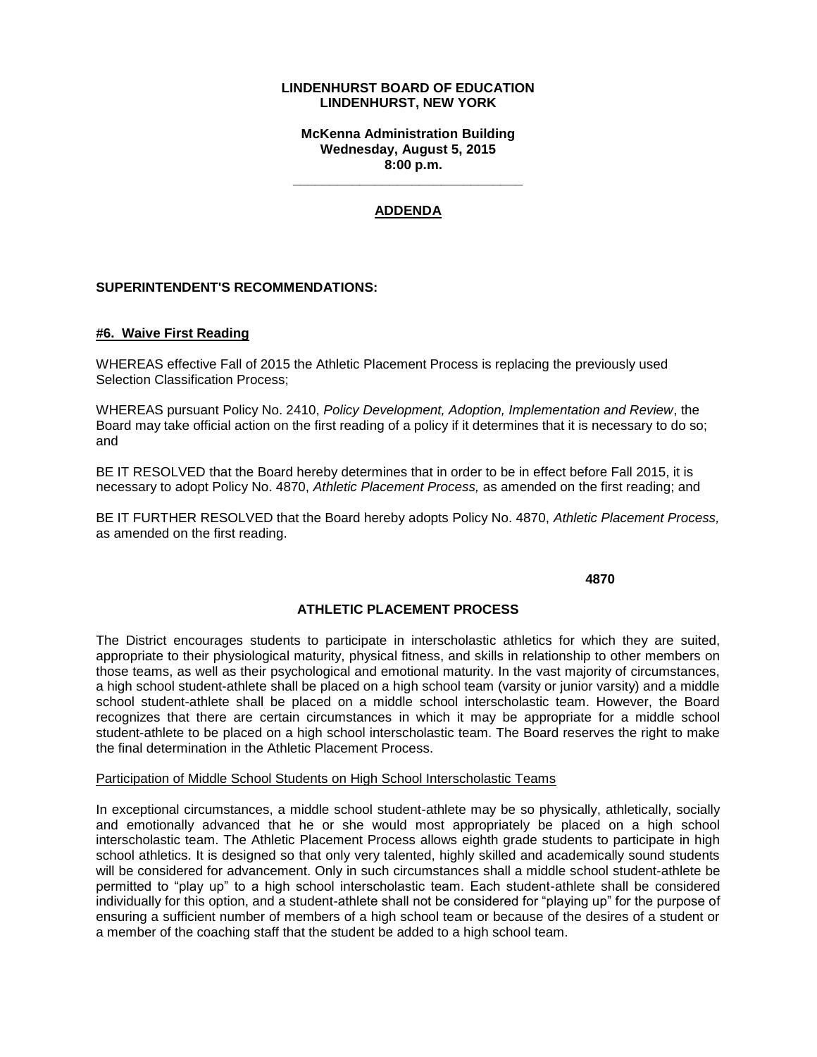**LINDENHURST BOARD OF EDUCATION**
**LINDENHURST, NEW YORK**

**McKenna Administration Building**
**Wednesday, August 5, 2015**
**8:00 p.m.**

---

# ADDENDA

## SUPERINTENDENT'S RECOMMENDATIONS:

### #6. Waive First Reading

WHEREAS effective Fall of 2015 the Athletic Placement Process is replacing the previously used Selection Classification Process;

WHEREAS pursuant Policy No. 2410, *Policy Development, Adoption, Implementation and Review*, the Board may take official action on the first reading of a policy if it determines that it is necessary to do so; and

BE IT RESOLVED that the Board hereby determines that in order to be in effect before Fall 2015, it is necessary to adopt Policy No. 4870, *Athletic Placement Process,* as amended on the first reading; and

BE IT FURTHER RESOLVED that the Board hereby adopts Policy No. 4870, *Athletic Placement Process,* as amended on the first reading.

**4870**

**ATHLETIC PLACEMENT PROCESS**

The District encourages students to participate in interscholastic athletics for which they are suited, appropriate to their physiological maturity, physical fitness, and skills in relationship to other members on those teams, as well as their psychological and emotional maturity. In the vast majority of circumstances, a high school student-athlete shall be placed on a high school team (varsity or junior varsity) and a middle school student-athlete shall be placed on a middle school interscholastic team. However, the Board recognizes that there are certain circumstances in which it may be appropriate for a middle school student-athlete to be placed on a high school interscholastic team. The Board reserves the right to make the final determination in the Athletic Placement Process.

Participation of Middle School Students on High School Interscholastic Teams

In exceptional circumstances, a middle school student-athlete may be so physically, athletically, socially and emotionally advanced that he or she would most appropriately be placed on a high school interscholastic team. The Athletic Placement Process allows eighth grade students to participate in high school athletics. It is designed so that only very talented, highly skilled and academically sound students will be considered for advancement. Only in such circumstances shall a middle school student-athlete be permitted to "play up" to a high school interscholastic team. Each student-athlete shall be considered individually for this option, and a student-athlete shall not be considered for "playing up" for the purpose of ensuring a sufficient number of members of a high school team or because of the desires of a student or a member of the coaching staff that the student be added to a high school team.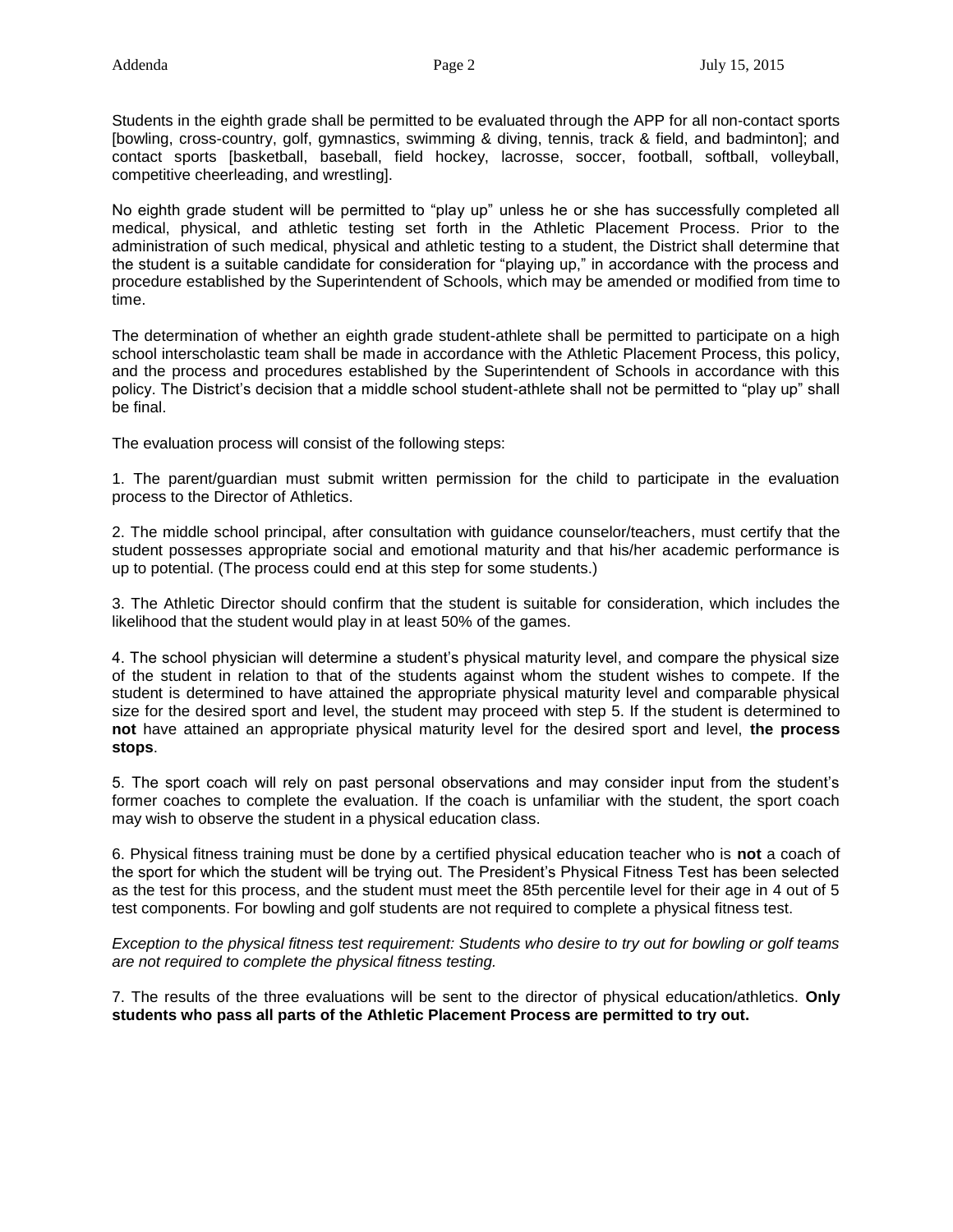Students in the eighth grade shall be permitted to be evaluated through the APP for all non-contact sports [bowling, cross-country, golf, gymnastics, swimming & diving, tennis, track & field, and badminton]; and contact sports [basketball, baseball, field hockey, lacrosse, soccer, football, softball, volleyball, competitive cheerleading, and wrestling].

No eighth grade student will be permitted to "play up" unless he or she has successfully completed all medical, physical, and athletic testing set forth in the Athletic Placement Process. Prior to the administration of such medical, physical and athletic testing to a student, the District shall determine that the student is a suitable candidate for consideration for "playing up," in accordance with the process and procedure established by the Superintendent of Schools, which may be amended or modified from time to time.

The determination of whether an eighth grade student-athlete shall be permitted to participate on a high school interscholastic team shall be made in accordance with the Athletic Placement Process, this policy, and the process and procedures established by the Superintendent of Schools in accordance with this policy. The District's decision that a middle school student-athlete shall not be permitted to "play up" shall be final.

The evaluation process will consist of the following steps:

1. The parent/guardian must submit written permission for the child to participate in the evaluation process to the Director of Athletics.

2. The middle school principal, after consultation with guidance counselor/teachers, must certify that the student possesses appropriate social and emotional maturity and that his/her academic performance is up to potential. (The process could end at this step for some students.)

3. The Athletic Director should confirm that the student is suitable for consideration, which includes the likelihood that the student would play in at least 50% of the games.

4. The school physician will determine a student's physical maturity level, and compare the physical size of the student in relation to that of the students against whom the student wishes to compete. If the student is determined to have attained the appropriate physical maturity level and comparable physical size for the desired sport and level, the student may proceed with step 5. If the student is determined to **not** have attained an appropriate physical maturity level for the desired sport and level, **the process stops**.

5. The sport coach will rely on past personal observations and may consider input from the student's former coaches to complete the evaluation. If the coach is unfamiliar with the student, the sport coach may wish to observe the student in a physical education class.

6. Physical fitness training must be done by a certified physical education teacher who is **not** a coach of the sport for which the student will be trying out. The President's Physical Fitness Test has been selected as the test for this process, and the student must meet the 85th percentile level for their age in 4 out of 5 test components. For bowling and golf students are not required to complete a physical fitness test.

*Exception to the physical fitness test requirement: Students who desire to try out for bowling or golf teams are not required to complete the physical fitness testing.*

7. The results of the three evaluations will be sent to the director of physical education/athletics. **Only students who pass all parts of the Athletic Placement Process are permitted to try out.**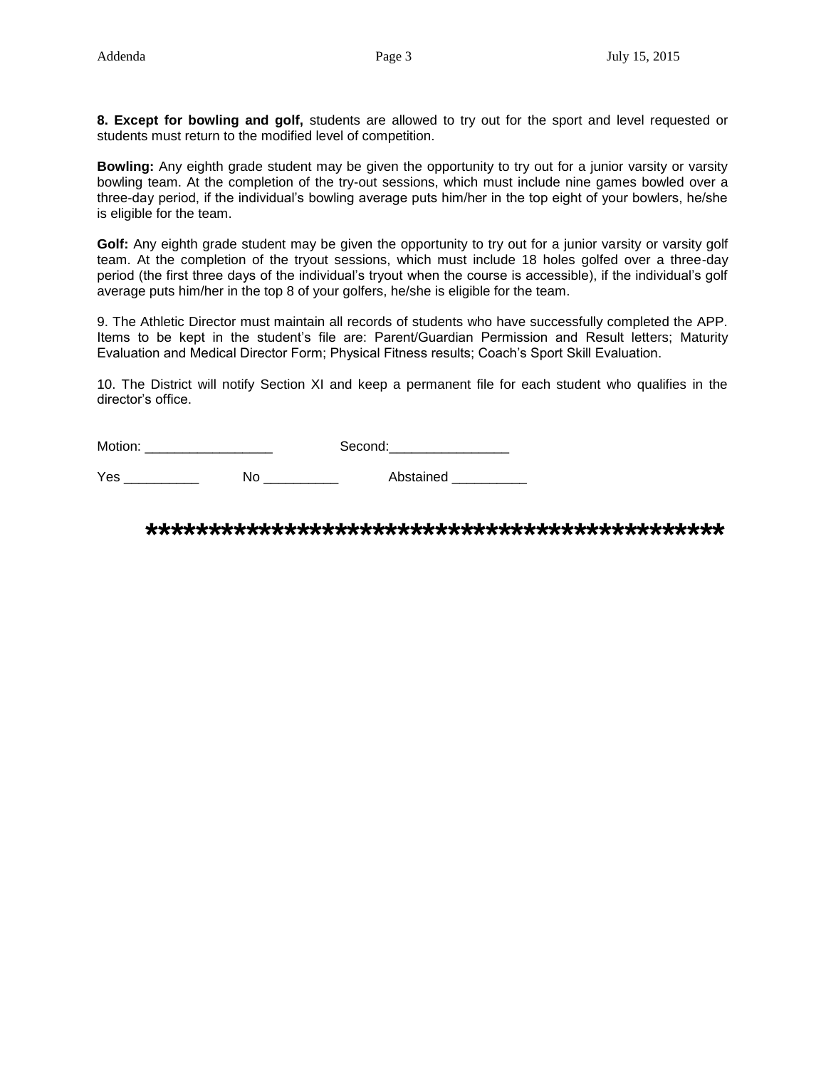**8. Except for bowling and golf,** students are allowed to try out for the sport and level requested or students must return to the modified level of competition.

**Bowling:** Any eighth grade student may be given the opportunity to try out for a junior varsity or varsity bowling team. At the completion of the try-out sessions, which must include nine games bowled over a three-day period, if the individual's bowling average puts him/her in the top eight of your bowlers, he/she is eligible for the team.

**Golf:** Any eighth grade student may be given the opportunity to try out for a junior varsity or varsity golf team. At the completion of the tryout sessions, which must include 18 holes golfed over a three-day period (the first three days of the individual's tryout when the course is accessible), if the individual's golf average puts him/her in the top 8 of your golfers, he/she is eligible for the team.

9. The Athletic Director must maintain all records of students who have successfully completed the APP. Items to be kept in the student's file are: Parent/Guardian Permission and Result letters; Maturity Evaluation and Medical Director Form; Physical Fitness results; Coach's Sport Skill Evaluation.

10. The District will notify Section XI and keep a permanent file for each student who qualifies in the director's office.

Motion: _________________ Second:________________

Yes __________ No __________ Abstained __________

**********************************************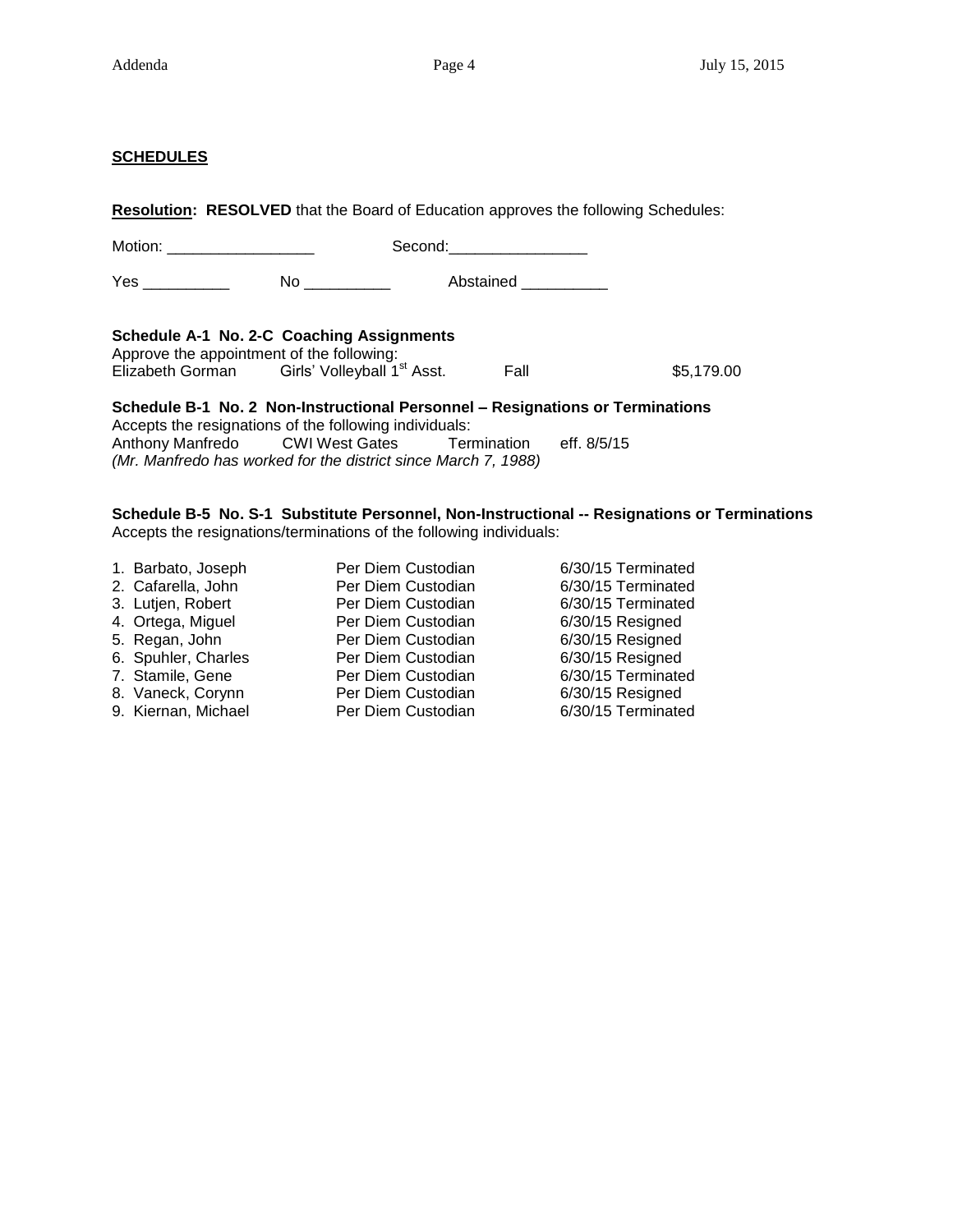## SCHEDULES

**Resolution: RESOLVED** that the Board of Education approves the following Schedules:

Motion: _________________ Second:________________

Yes __________ No __________ Abstained __________

**Schedule A-1 No. 2-C Coaching Assignments**

Approve the appointment of the following:

| | | | |
|---|---|---|---|
| Elizabeth Gorman | Girls' Volleyball 1st Asst. | Fall | $5,179.00 |

**Schedule B-1 No. 2 Non-Instructional Personnel – Resignations or Terminations**

Accepts the resignations of the following individuals:

| | | | |
|---|---|---|---|
| Anthony Manfredo | CWI West Gates | Termination | eff. 8/5/15 |

*(Mr. Manfredo has worked for the district since March 7, 1988)*

**Schedule B-5 No. S-1 Substitute Personnel, Non-Instructional -- Resignations or Terminations**

Accepts the resignations/terminations of the following individuals:

| | | |
|---|---|---|
| 1. Barbato, Joseph | Per Diem Custodian | 6/30/15 Terminated |
| 2. Cafarella, John | Per Diem Custodian | 6/30/15 Terminated |
| 3. Lutjen, Robert | Per Diem Custodian | 6/30/15 Terminated |
| 4. Ortega, Miguel | Per Diem Custodian | 6/30/15 Resigned |
| 5. Regan, John | Per Diem Custodian | 6/30/15 Resigned |
| 6. Spuhler, Charles | Per Diem Custodian | 6/30/15 Resigned |
| 7. Stamile, Gene | Per Diem Custodian | 6/30/15 Terminated |
| 8. Vaneck, Corynn | Per Diem Custodian | 6/30/15 Resigned |
| 9. Kiernan, Michael | Per Diem Custodian | 6/30/15 Terminated |